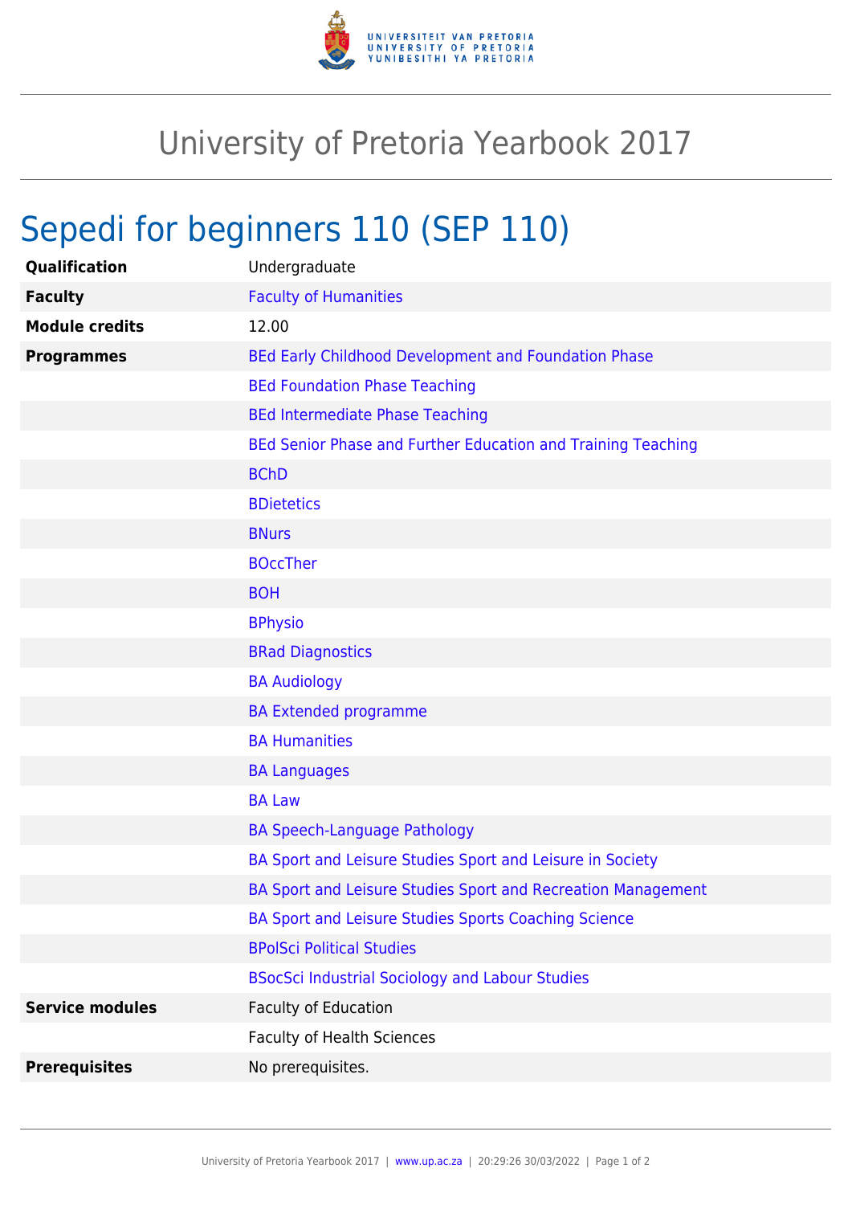# University of Pretoria Yearbook 2017

## Sepedi for beginners 110 (SEP 110)

| | |
|---|---|
| **Qualification** | Undergraduate |
| **Faculty** | Faculty of Humanities |
| **Module credits** | 12.00 |
| **Programmes** | BEd Early Childhood Development and Foundation Phase |
| | BEd Foundation Phase Teaching |
| | BEd Intermediate Phase Teaching |
| | BEd Senior Phase and Further Education and Training Teaching |
| | BChD |
| | BDietetics |
| | BNurs |
| | BOccTher |
| | BOH |
| | BPhysio |
| | BRad Diagnostics |
| | BA Audiology |
| | BA Extended programme |
| | BA Humanities |
| | BA Languages |
| | BA Law |
| | BA Speech-Language Pathology |
| | BA Sport and Leisure Studies Sport and Leisure in Society |
| | BA Sport and Leisure Studies Sport and Recreation Management |
| | BA Sport and Leisure Studies Sports Coaching Science |
| | BPolSci Political Studies |
| | BSocSci Industrial Sociology and Labour Studies |
| **Service modules** | Faculty of Education |
| | Faculty of Health Sciences |
| **Prerequisites** | No prerequisites. |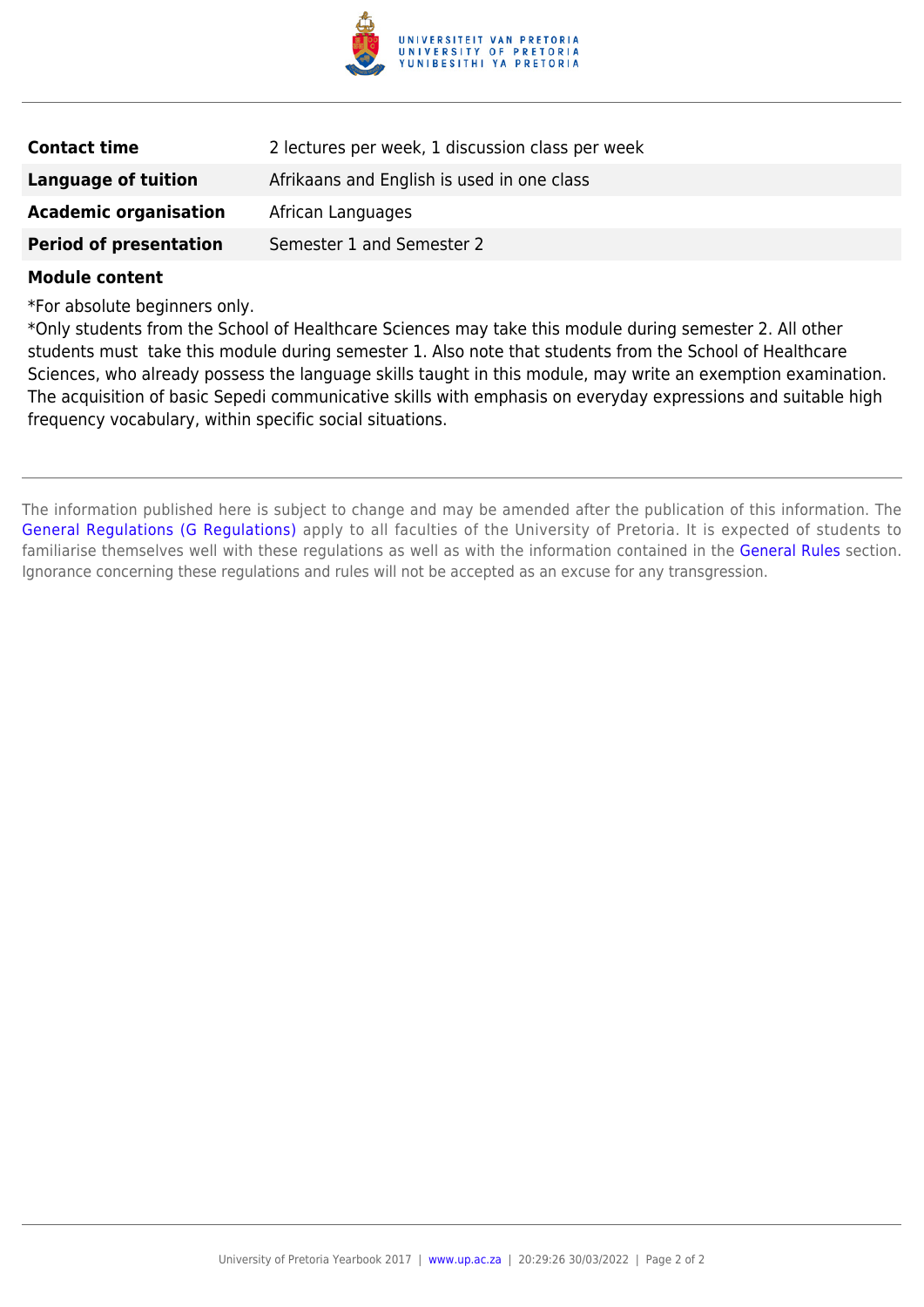| | |
|---|---|
| **Contact time** | 2 lectures per week, 1 discussion class per week |
| **Language of tuition** | Afrikaans and English is used in one class |
| **Academic organisation** | African Languages |
| **Period of presentation** | Semester 1 and Semester 2 |

**Module content**

*For absolute beginners only.

*Only students from the School of Healthcare Sciences may take this module during semester 2. All other students must take this module during semester 1. Also note that students from the School of Healthcare Sciences, who already possess the language skills taught in this module, may write an exemption examination. The acquisition of basic Sepedi communicative skills with emphasis on everyday expressions and suitable high frequency vocabulary, within specific social situations.

The information published here is subject to change and may be amended after the publication of this information. The General Regulations (G Regulations) apply to all faculties of the University of Pretoria. It is expected of students to familiarise themselves well with these regulations as well as with the information contained in the General Rules section. Ignorance concerning these regulations and rules will not be accepted as an excuse for any transgression.